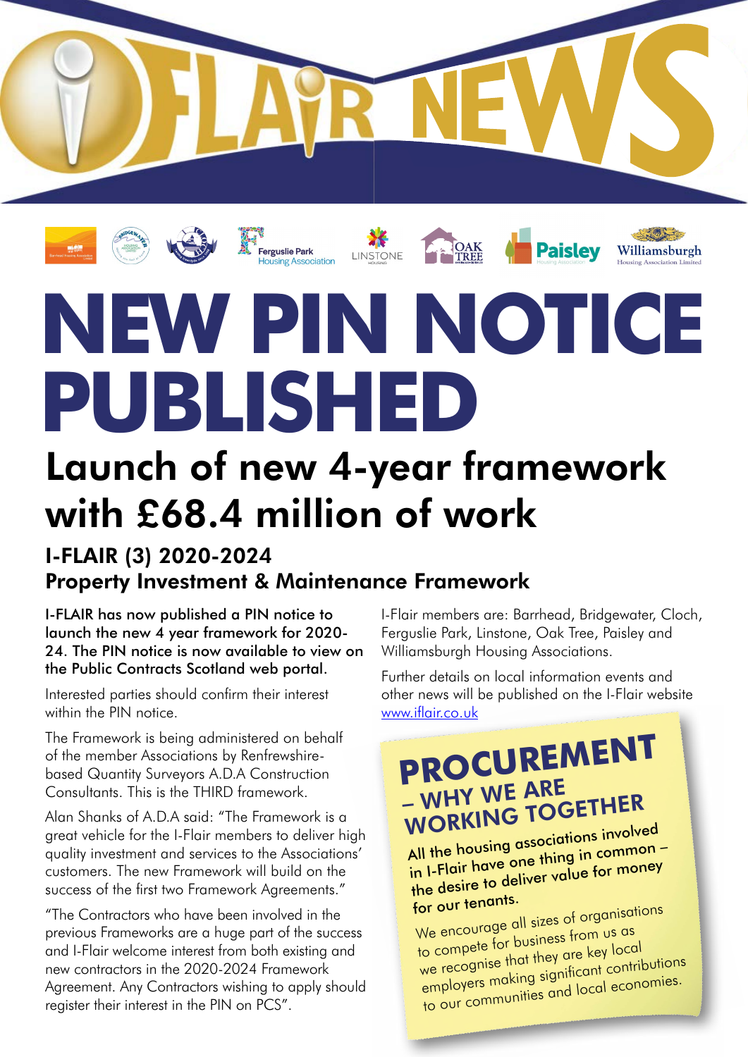# I-FLAIR NEWS

Ferguslie Park Housing Association · LINSTONE · OAK TREE · Paisley · Williamsburgh Housing Association Limited

# NEW PIN NOTICE PUBLISHED

## Launch of new 4-year framework with £68.4 million of work

### I-FLAIR (3) 2020-2024 Property Investment & Maintenance Framework

**I-FLAIR has now published a PIN notice to launch the new 4 year framework for 2020-24. The PIN notice is now available to view on the Public Contracts Scotland web portal.**

Interested parties should confirm their interest within the PIN notice.

The Framework is being administered on behalf of the member Associations by Renfrewshire-based Quantity Surveyors A.D.A Construction Consultants. This is the THIRD framework.

Alan Shanks of A.D.A said: "The Framework is a great vehicle for the I-Flair members to deliver high quality investment and services to the Associations' customers. The new Framework will build on the success of the first two Framework Agreements."

"The Contractors who have been involved in the previous Frameworks are a huge part of the success and I-Flair welcome interest from both existing and new contractors in the 2020-2024 Framework Agreement. Any Contractors wishing to apply should register their interest in the PIN on PCS".

I-Flair members are: Barrhead, Bridgewater, Cloch, Ferguslie Park, Linstone, Oak Tree, Paisley and Williamsburgh Housing Associations.

Further details on local information events and other news will be published on the I-Flair website www.iflair.co.uk

## PROCUREMENT – WHY WE ARE WORKING TOGETHER

**All the housing associations involved in I-Flair have one thing in common – the desire to deliver value for money for our tenants.**

We encourage all sizes of organisations to compete for business from us as we recognise that they are key local employers making significant contributions to our communities and local economies.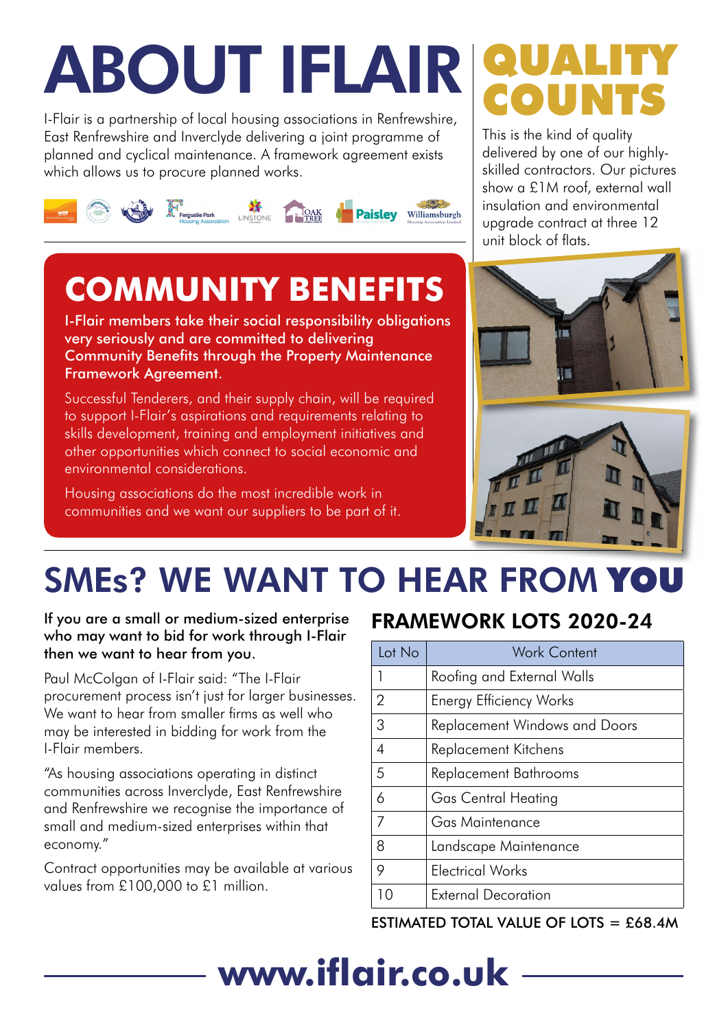# ABOUT IFLAIR

I-Flair is a partnership of local housing associations in Renfrewshire, East Renfrewshire and Inverclyde delivering a joint programme of planned and cyclical maintenance. A framework agreement exists which allows us to procure planned works.

# QUALITY COUNTS

This is the kind of quality delivered by one of our highly-skilled contractors. Our pictures show a £1M roof, external wall insulation and environmental upgrade contract at three 12 unit block of flats.

## COMMUNITY BENEFITS

**I-Flair members take their social responsibility obligations very seriously and are committed to delivering Community Benefits through the Property Maintenance Framework Agreement.**

Successful Tenderers, and their supply chain, will be required to support I-Flair's aspirations and requirements relating to skills development, training and employment initiatives and other opportunities which connect to social economic and environmental considerations.

Housing associations do the most incredible work in communities and we want our suppliers to be part of it.

# SMEs? WE WANT TO HEAR FROM YOU

**If you are a small or medium-sized enterprise who may want to bid for work through I-Flair then we want to hear from you.**

Paul McColgan of I-Flair said: "The I-Flair procurement process isn't just for larger businesses. We want to hear from smaller firms as well who may be interested in bidding for work from the I-Flair members.

"As housing associations operating in distinct communities across Inverclyde, East Renfrewshire and Renfrewshire we recognise the importance of small and medium-sized enterprises within that economy."

Contract opportunities may be available at various values from £100,000 to £1 million.

## FRAMEWORK LOTS 2020-24

| Lot No | Work Content |
|---|---|
| 1 | Roofing and External Walls |
| 2 | Energy Efficiency Works |
| 3 | Replacement Windows and Doors |
| 4 | Replacement Kitchens |
| 5 | Replacement Bathrooms |
| 6 | Gas Central Heating |
| 7 | Gas Maintenance |
| 8 | Landscape Maintenance |
| 9 | Electrical Works |
| 10 | External Decoration |

ESTIMATED TOTAL VALUE OF LOTS = £68.4M

**www.iflair.co.uk**